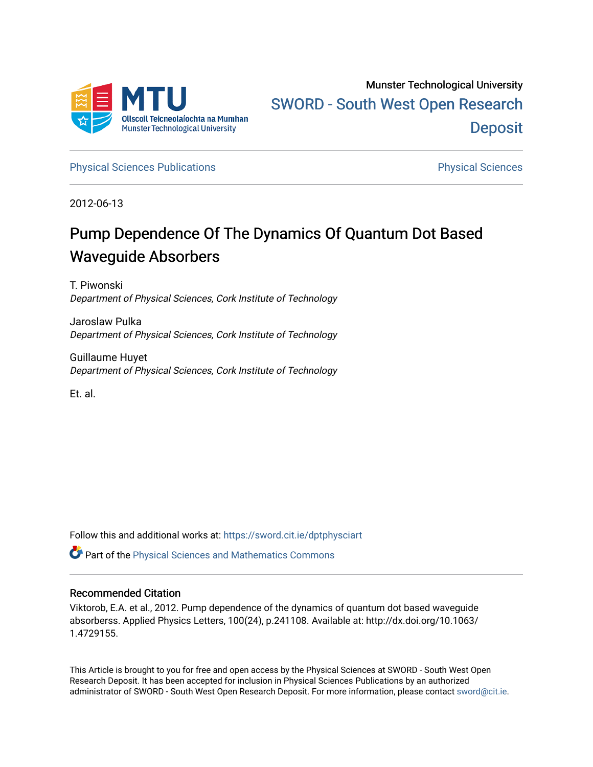Munster Technological University

SWORD - South West Open Research Deposit

Physical Sciences Publications | Physical Sciences

2012-06-13

# Pump Dependence Of The Dynamics Of Quantum Dot Based Waveguide Absorbers

T. Piwonski
*Department of Physical Sciences, Cork Institute of Technology*

Jaroslaw Pulka
*Department of Physical Sciences, Cork Institute of Technology*

Guillaume Huyet
*Department of Physical Sciences, Cork Institute of Technology*

Et. al.

Follow this and additional works at: https://sword.cit.ie/dptphysciart

Part of the Physical Sciences and Mathematics Commons

## Recommended Citation

Viktorob, E.A. et al., 2012. Pump dependence of the dynamics of quantum dot based waveguide absorberss. Applied Physics Letters, 100(24), p.241108. Available at: http://dx.doi.org/10.1063/1.4729155.

This Article is brought to you for free and open access by the Physical Sciences at SWORD - South West Open Research Deposit. It has been accepted for inclusion in Physical Sciences Publications by an authorized administrator of SWORD - South West Open Research Deposit. For more information, please contact sword@cit.ie.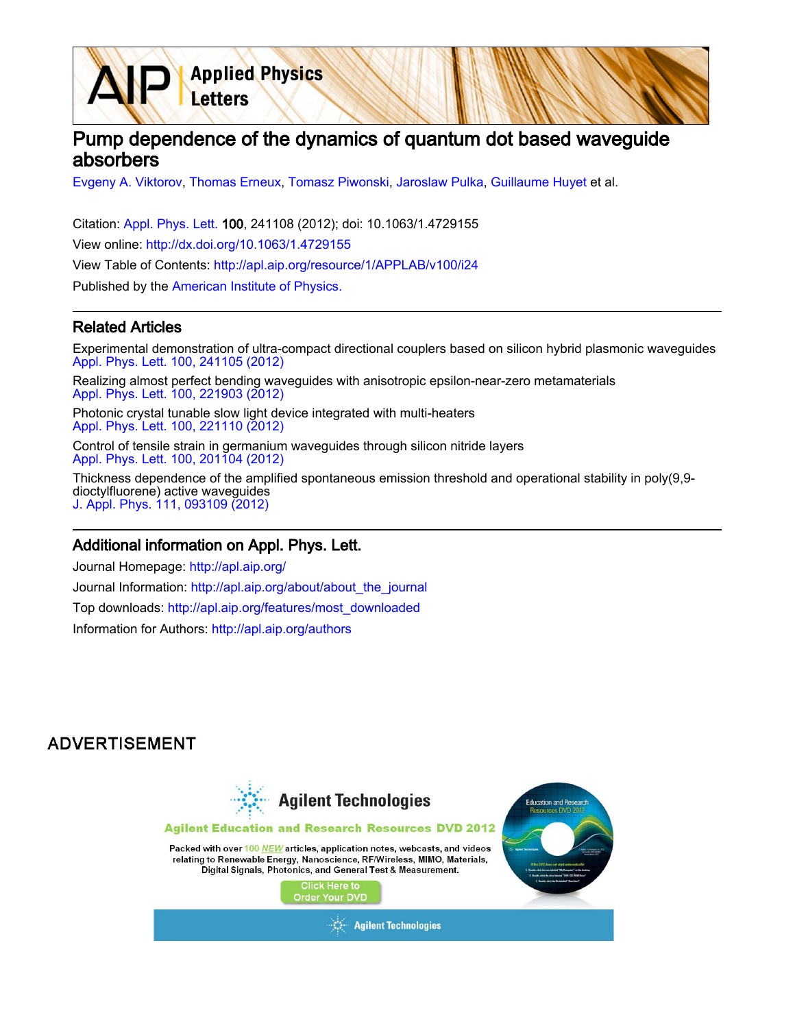# Pump dependence of the dynamics of quantum dot based waveguide absorbers

Evgeny A. Viktorov, Thomas Erneux, Tomasz Piwonski, Jaroslaw Pulka, Guillaume Huyet et al.

Citation: Appl. Phys. Lett. 100, 241108 (2012); doi: 10.1063/1.4729155

View online: http://dx.doi.org/10.1063/1.4729155

View Table of Contents: http://apl.aip.org/resource/1/APPLAB/v100/i24

Published by the American Institute of Physics.

## Related Articles

Experimental demonstration of ultra-compact directional couplers based on silicon hybrid plasmonic waveguides
Appl. Phys. Lett. 100, 241105 (2012)

Realizing almost perfect bending waveguides with anisotropic epsilon-near-zero metamaterials
Appl. Phys. Lett. 100, 221903 (2012)

Photonic crystal tunable slow light device integrated with multi-heaters
Appl. Phys. Lett. 100, 221110 (2012)

Control of tensile strain in germanium waveguides through silicon nitride layers
Appl. Phys. Lett. 100, 201104 (2012)

Thickness dependence of the amplified spontaneous emission threshold and operational stability in poly(9,9-dioctylfluorene) active waveguides
J. Appl. Phys. 111, 093109 (2012)

## Additional information on Appl. Phys. Lett.

Journal Homepage: http://apl.aip.org/

Journal Information: http://apl.aip.org/about/about_the_journal

Top downloads: http://apl.aip.org/features/most_downloaded

Information for Authors: http://apl.aip.org/authors

ADVERTISEMENT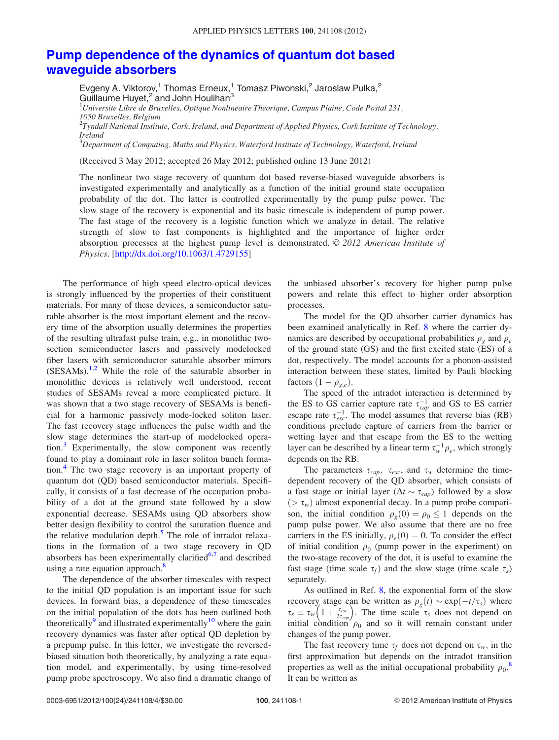# Pump dependence of the dynamics of quantum dot based waveguide absorbers

Evgeny A. Viktorov,[1] Thomas Erneux,[1] Tomasz Piwonski,[2] Jaroslaw Pulka,[2] Guillaume Huyet,[2] and John Houlihan[3]

[1]*Universite Libre de Bruxelles, Optique Nonlineaire Theorique, Campus Plaine, Code Postal 231, 1050 Bruxelles, Belgium*
[2]*Tyndall National Institute, Cork, Ireland, and Department of Applied Physics, Cork Institute of Technology, Ireland*
[3]*Department of Computing, Maths and Physics, Waterford Institute of Technology, Waterford, Ireland*

(Received 3 May 2012; accepted 26 May 2012; published online 13 June 2012)

The nonlinear two stage recovery of quantum dot based reverse-biased waveguide absorbers is investigated experimentally and analytically as a function of the initial ground state occupation probability of the dot. The latter is controlled experimentally by the pump pulse power. The slow stage of the recovery is exponential and its basic timescale is independent of pump power. The fast stage of the recovery is a logistic function which we analyze in detail. The relative strength of slow to fast components is highlighted and the importance of higher order absorption processes at the highest pump level is demonstrated. © *2012 American Institute of Physics*. [http://dx.doi.org/10.1063/1.4729155]

The performance of high speed electro-optical devices is strongly influenced by the properties of their constituent materials. For many of these devices, a semiconductor saturable absorber is the most important element and the recovery time of the absorption usually determines the properties of the resulting ultrafast pulse train, e.g., in monolithic two-section semiconductor lasers and passively modelocked fiber lasers with semiconductor saturable absorber mirrors (SESAMs).[1,2] While the role of the saturable absorber in monolithic devices is relatively well understood, recent studies of SESAMs reveal a more complicated picture. It was shown that a two stage recovery of SESAMs is beneficial for a harmonic passively mode-locked soliton laser. The fast recovery stage influences the pulse width and the slow stage determines the start-up of modelocked operation.[3] Experimentally, the slow component was recently found to play a dominant role in laser soliton bunch formation.[4] The two stage recovery is an important property of quantum dot (QD) based semiconductor materials. Specifically, it consists of a fast decrease of the occupation probability of a dot at the ground state followed by a slow exponential decrease. SESAMs using QD absorbers show better design flexibility to control the saturation fluence and the relative modulation depth.[5] The role of intradot relaxations in the formation of a two stage recovery in QD absorbers has been experimentally clarified[6,7] and described using a rate equation approach.[8]

The dependence of the absorber timescales with respect to the initial QD population is an important issue for such devices. In forward bias, a dependence of these timescales on the initial population of the dots has been outlined both theoretically[9] and illustrated experimentally[10] where the gain recovery dynamics was faster after optical QD depletion by a prepump pulse. In this letter, we investigate the reversed-biased situation both theoretically, by analyzing a rate equation model, and experimentally, by using time-resolved pump probe spectroscopy. We also find a dramatic change of the unbiased absorber's recovery for higher pump pulse powers and relate this effect to higher order absorption processes.

The model for the QD absorber carrier dynamics has been examined analytically in Ref. 8 where the carrier dynamics are described by occupational probabilities $\rho_g$ and $\rho_e$ of the ground state (GS) and the first excited state (ES) of a dot, respectively. The model accounts for a phonon-assisted interaction between these states, limited by Pauli blocking factors $(1-\rho_{g,e})$.

The speed of the intradot interaction is determined by the ES to GS carrier capture rate $\tau_{cap}^{-1}$ and GS to ES carrier escape rate $\tau_{esc}^{-1}$. The model assumes that reverse bias (RB) conditions preclude capture of carriers from the barrier or wetting layer and that escape from the ES to the wetting layer can be described by a linear term $\tau_w^{-1}\rho_e$, which strongly depends on the RB.

The parameters $\tau_{cap}$, $\tau_{esc}$, and $\tau_w$ determine the time-dependent recovery of the QD absorber, which consists of a fast stage or initial layer ($\Delta t \sim \tau_{cap}$) followed by a slow ($> \tau_w$) almost exponential decay. In a pump probe comparison, the initial condition $\rho_g(0) = \rho_0 \leq 1$ depends on the pump pulse power. We also assume that there are no free carriers in the ES initially, $\rho_e(0) = 0$. To consider the effect of initial condition $\rho_0$ (pump power in the experiment) on the two-stage recovery of the dot, it is useful to examine the fast stage (time scale $\tau_f$) and the slow stage (time scale $\tau_s$) separately.

As outlined in Ref. 8, the exponential form of the slow recovery stage can be written as $\rho_g(t) \sim \exp(-t/\tau_s)$ where $\tau_s \equiv \tau_w\left(1+\frac{\tau_{esc}}{2\tau_{cap}}\right)$. The time scale $\tau_s$ does not depend on initial condition $\rho_0$ and so it will remain constant under changes of the pump power.

The fast recovery time $\tau_f$ does not depend on $\tau_w$, in the first approximation but depends on the intradot transition properties as well as the initial occupational probability $\rho_0$.[8] It can be written as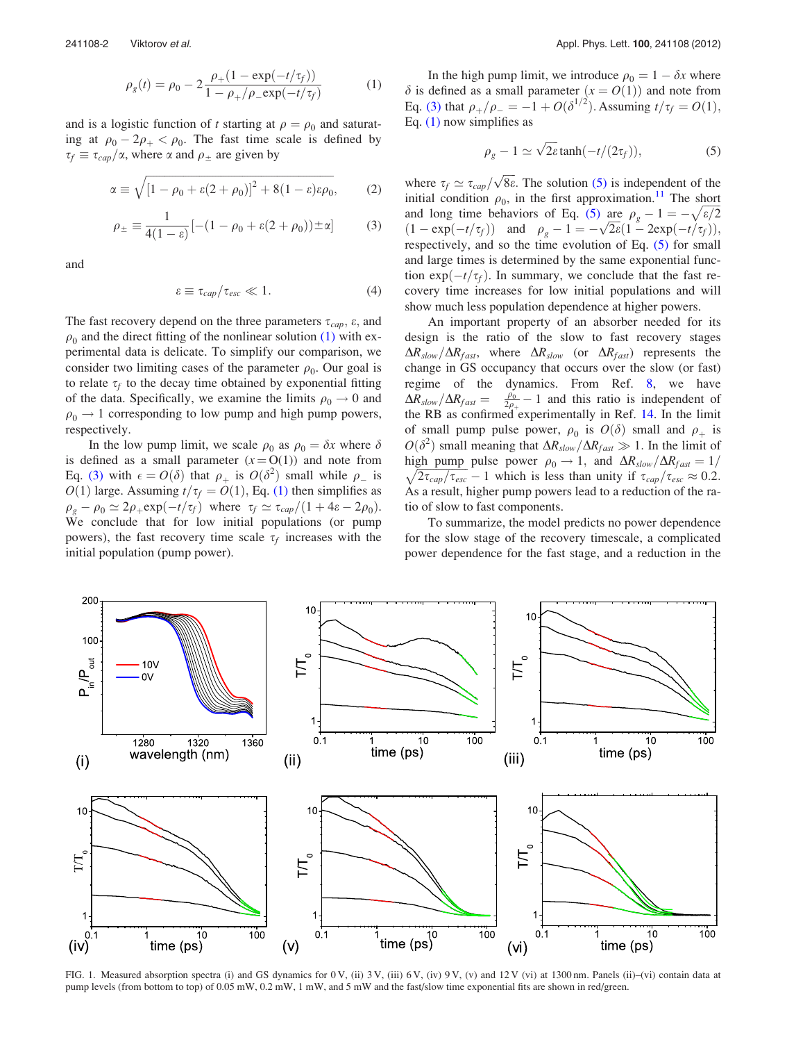$$\rho_g(t) = \rho_0 - 2\frac{\rho_+(1 - \exp(-t/\tau_f))}{1 - \rho_+/\rho_- \exp(-t/\tau_f)} \tag{1}$$

and is a logistic function of $t$ starting at $\rho = \rho_0$ and saturating at $\rho_0 - 2\rho_+ < \rho_0$. The fast time scale is defined by $\tau_f \equiv \tau_{cap}/\alpha$, where $\alpha$ and $\rho_\pm$ are given by

$$\alpha \equiv \sqrt{[1 - \rho_0 + \varepsilon(2 + \rho_0)]^2 + 8(1 - \varepsilon)\varepsilon\rho_0}, \tag{2}$$

$$\rho_\pm \equiv \frac{1}{4(1-\varepsilon)}[-(1 - \rho_0 + \varepsilon(2 + \rho_0)) \pm \alpha] \tag{3}$$

and

$$\varepsilon \equiv \tau_{cap}/\tau_{esc} \ll 1. \tag{4}$$

The fast recovery depend on the three parameters $\tau_{cap}$, $\varepsilon$, and $\rho_0$ and the direct fitting of the nonlinear solution (1) with experimental data is delicate. To simplify our comparison, we consider two limiting cases of the parameter $\rho_0$. Our goal is to relate $\tau_f$ to the decay time obtained by exponential fitting of the data. Specifically, we examine the limits $\rho_0 \to 0$ and $\rho_0 \to 1$ corresponding to low pump and high pump powers, respectively.

In the low pump limit, we scale $\rho_0$ as $\rho_0 = \delta x$ where $\delta$ is defined as a small parameter ($x = O(1)$) and note from Eq. (3) with $\epsilon = O(\delta)$ that $\rho_+$ is $O(\delta^2)$ small while $\rho_-$ is $O(1)$ large. Assuming $t/\tau_f = O(1)$, Eq. (1) then simplifies as $\rho_g - \rho_0 \simeq 2\rho_+\exp(-t/\tau_f)$ where $\tau_f \simeq \tau_{cap}/(1 + 4\varepsilon - 2\rho_0)$. We conclude that for low initial populations (or pump powers), the fast recovery time scale $\tau_f$ increases with the initial population (pump power).

In the high pump limit, we introduce $\rho_0 = 1 - \delta x$ where $\delta$ is defined as a small parameter ($x = O(1)$) and note from Eq. (3) that $\rho_+/\rho_- = -1 + O(\delta^{1/2})$. Assuming $t/\tau_f = O(1)$, Eq. (1) now simplifies as

$$\rho_g - 1 \simeq \sqrt{2\varepsilon}\tanh(-t/(2\tau_f)), \tag{5}$$

where $\tau_f \simeq \tau_{cap}/\sqrt{8\varepsilon}$. The solution (5) is independent of the initial condition $\rho_0$, in the first approximation.[11] The short and long time behaviors of Eq. (5) are $\rho_g - 1 = -\sqrt{\varepsilon/2}(1 - \exp(-t/\tau_f))$ and $\rho_g - 1 = -\sqrt{2\varepsilon}(1 - 2\exp(-t/\tau_f))$, respectively, and so the time evolution of Eq. (5) for small and large times is determined by the same exponential function $\exp(-t/\tau_f)$. In summary, we conclude that the fast recovery time increases for low initial populations and will show much less population dependence at higher powers.

An important property of an absorber needed for its design is the ratio of the slow to fast recovery stages $\Delta R_{slow}/\Delta R_{fast}$, where $\Delta R_{slow}$ (or $\Delta R_{fast}$) represents the change in GS occupancy that occurs over the slow (or fast) regime of the dynamics. From Ref. 8, we have $\Delta R_{slow}/\Delta R_{fast} = \frac{\rho_0}{2\rho_+} - 1$ and this ratio is independent of the RB as confirmed experimentally in Ref. 14. In the limit of small pump pulse power, $\rho_0$ is $O(\delta)$ small and $\rho_+$ is $O(\delta^2)$ small meaning that $\Delta R_{slow}/\Delta R_{fast} \gg 1$. In the limit of high pump pulse power $\rho_0 \to 1$, and $\Delta R_{slow}/\Delta R_{fast} = 1/\sqrt{2\tau_{cap}/\tau_{esc}} - 1$ which is less than unity if $\tau_{cap}/\tau_{esc} \approx 0.2$. As a result, higher pump powers lead to a reduction of the ratio of slow to fast components.

To summarize, the model predicts no power dependence for the slow stage of the recovery timescale, a complicated power dependence for the fast stage, and a reduction in the

FIG. 1. Measured absorption spectra (i) and GS dynamics for 0 V, (ii) 3 V, (iii) 6 V, (iv) 9 V, (v) and 12 V (vi) at 1300 nm. Panels (ii)–(vi) contain data at pump levels (from bottom to top) of 0.05 mW, 0.2 mW, 1 mW, and 5 mW and the fast/slow time exponential fits are shown in red/green.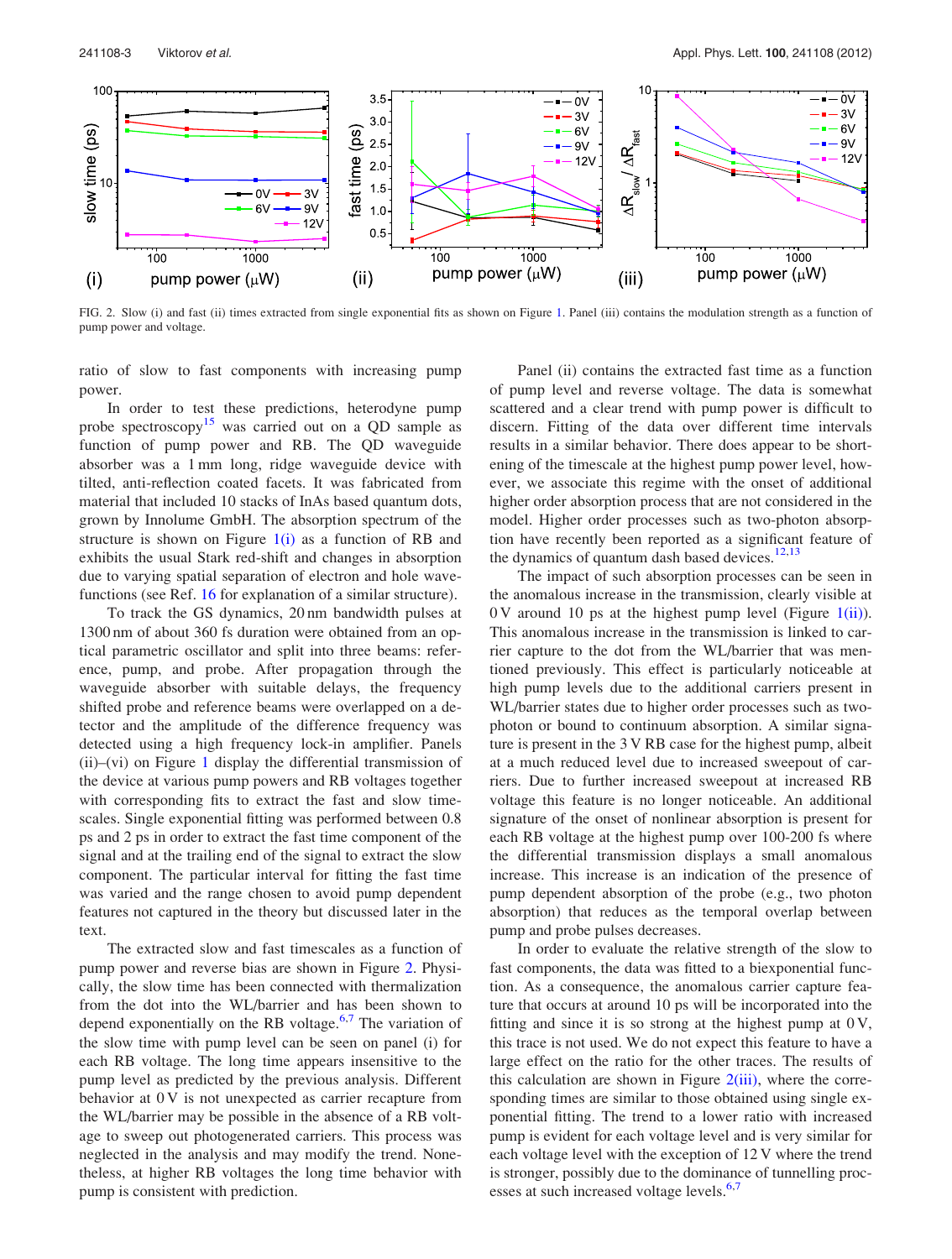FIG. 2. Slow (i) and fast (ii) times extracted from single exponential fits as shown on Figure 1. Panel (iii) contains the modulation strength as a function of pump power and voltage.

ratio of slow to fast components with increasing pump power.

In order to test these predictions, heterodyne pump probe spectroscopy[15] was carried out on a QD sample as function of pump power and RB. The QD waveguide absorber was a 1 mm long, ridge waveguide device with tilted, anti-reflection coated facets. It was fabricated from material that included 10 stacks of InAs based quantum dots, grown by Innolume GmbH. The absorption spectrum of the structure is shown on Figure 1(i) as a function of RB and exhibits the usual Stark red-shift and changes in absorption due to varying spatial separation of electron and hole wavefunctions (see Ref. 16 for explanation of a similar structure).

To track the GS dynamics, 20 nm bandwidth pulses at 1300 nm of about 360 fs duration were obtained from an optical parametric oscillator and split into three beams: reference, pump, and probe. After propagation through the waveguide absorber with suitable delays, the frequency shifted probe and reference beams were overlapped on a detector and the amplitude of the difference frequency was detected using a high frequency lock-in amplifier. Panels (ii)–(vi) on Figure 1 display the differential transmission of the device at various pump powers and RB voltages together with corresponding fits to extract the fast and slow timescales. Single exponential fitting was performed between 0.8 ps and 2 ps in order to extract the fast time component of the signal and at the trailing end of the signal to extract the slow component. The particular interval for fitting the fast time was varied and the range chosen to avoid pump dependent features not captured in the theory but discussed later in the text.

The extracted slow and fast timescales as a function of pump power and reverse bias are shown in Figure 2. Physically, the slow time has been connected with thermalization from the dot into the WL/barrier and has been shown to depend exponentially on the RB voltage.[6,7] The variation of the slow time with pump level can be seen on panel (i) for each RB voltage. The long time appears insensitive to the pump level as predicted by the previous analysis. Different behavior at 0 V is not unexpected as carrier recapture from the WL/barrier may be possible in the absence of a RB voltage to sweep out photogenerated carriers. This process was neglected in the analysis and may modify the trend. Nonetheless, at higher RB voltages the long time behavior with pump is consistent with prediction.

Panel (ii) contains the extracted fast time as a function of pump level and reverse voltage. The data is somewhat scattered and a clear trend with pump power is difficult to discern. Fitting of the data over different time intervals results in a similar behavior. There does appear to be shortening of the timescale at the highest pump power level, however, we associate this regime with the onset of additional higher order absorption process that are not considered in the model. Higher order processes such as two-photon absorption have recently been reported as a significant feature of the dynamics of quantum dash based devices.[12,13]

The impact of such absorption processes can be seen in the anomalous increase in the transmission, clearly visible at 0 V around 10 ps at the highest pump level (Figure 1(ii)). This anomalous increase in the transmission is linked to carrier capture to the dot from the WL/barrier that was mentioned previously. This effect is particularly noticeable at high pump levels due to the additional carriers present in WL/barrier states due to higher order processes such as two-photon or bound to continuum absorption. A similar signature is present in the 3 V RB case for the highest pump, albeit at a much reduced level due to increased sweepout of carriers. Due to further increased sweepout at increased RB voltage this feature is no longer noticeable. An additional signature of the onset of nonlinear absorption is present for each RB voltage at the highest pump over 100-200 fs where the differential transmission displays a small anomalous increase. This increase is an indication of the presence of pump dependent absorption of the probe (e.g., two photon absorption) that reduces as the temporal overlap between pump and probe pulses decreases.

In order to evaluate the relative strength of the slow to fast components, the data was fitted to a biexponential function. As a consequence, the anomalous carrier capture feature that occurs at around 10 ps will be incorporated into the fitting and since it is so strong at the highest pump at 0 V, this trace is not used. We do not expect this feature to have a large effect on the ratio for the other traces. The results of this calculation are shown in Figure 2(iii), where the corresponding times are similar to those obtained using single exponential fitting. The trend to a lower ratio with increased pump is evident for each voltage level and is very similar for each voltage level with the exception of 12 V where the trend is stronger, possibly due to the dominance of tunnelling processes at such increased voltage levels.[6,7]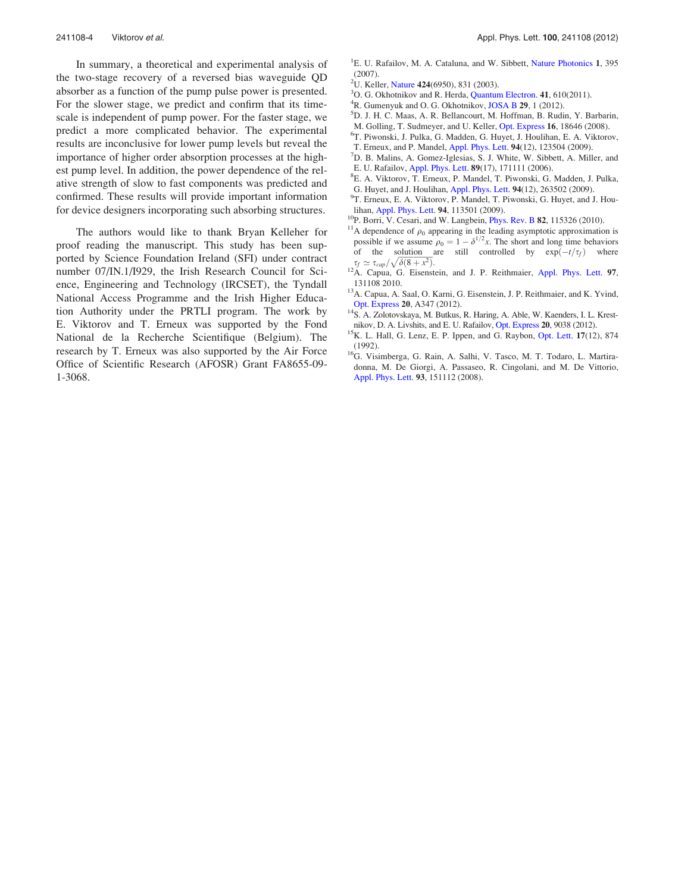In summary, a theoretical and experimental analysis of the two-stage recovery of a reversed bias waveguide QD absorber as a function of the pump pulse power is presented. For the slower stage, we predict and confirm that its timescale is independent of pump power. For the faster stage, we predict a more complicated behavior. The experimental results are inconclusive for lower pump levels but reveal the importance of higher order absorption processes at the highest pump level. In addition, the power dependence of the relative strength of slow to fast components was predicted and confirmed. These results will provide important information for device designers incorporating such absorbing structures.

The authors would like to thank Bryan Kelleher for proof reading the manuscript. This study has been supported by Science Foundation Ireland (SFI) under contract number 07/IN.1/I929, the Irish Research Council for Science, Engineering and Technology (IRCSET), the Tyndall National Access Programme and the Irish Higher Education Authority under the PRTLI program. The work by E. Viktorov and T. Erneux was supported by the Fond National de la Recherche Scientifique (Belgium). The research by T. Erneux was also supported by the Air Force Office of Scientific Research (AFOSR) Grant FA8655-09-1-3068.

[1] E. U. Rafailov, M. A. Cataluna, and W. Sibbett, Nature Photonics **1**, 395 (2007).
[2] U. Keller, Nature **424**(6950), 831 (2003).
[3] O. G. Okhotnikov and R. Herda, Quantum Electron. **41**, 610(2011).
[4] R. Gumenyuk and O. G. Okhotnikov, JOSA B **29**, 1 (2012).
[5] D. J. H. C. Maas, A. R. Bellancourt, M. Hoffman, B. Rudin, Y. Barbarin, M. Golling, T. Sudmeyer, and U. Keller, Opt. Express **16**, 18646 (2008).
[6] T. Piwonski, J. Pulka, G. Madden, G. Huyet, J. Houlihan, E. A. Viktorov, T. Erneux, and P. Mandel, Appl. Phys. Lett. **94**(12), 123504 (2009).
[7] D. B. Malins, A. Gomez-Iglesias, S. J. White, W. Sibbett, A. Miller, and E. U. Rafailov, Appl. Phys. Lett. **89**(17), 171111 (2006).
[8] E. A. Viktorov, T. Erneux, P. Mandel, T. Piwonski, G. Madden, J. Pulka, G. Huyet, and J. Houlihan, Appl. Phys. Lett. **94**(12), 263502 (2009).
[9] T. Erneux, E. A. Viktorov, P. Mandel, T. Piwonski, G. Huyet, and J. Houlihan, Appl. Phys. Lett. **94**, 113501 (2009).
[10] P. Borri, V. Cesari, and W. Langbein, Phys. Rev. B **82**, 115326 (2010).
[11] A dependence of $\rho_0$ appearing in the leading asymptotic approximation is possible if we assume $\rho_0 = 1 - \delta^{1/2}x$. The short and long time behaviors of the solution are still controlled by $\exp(-t/\tau_f)$ where $\tau_f \simeq \tau_{cap}/\sqrt{\delta(8+x^2)}$.
[12] A. Capua, G. Eisenstein, and J. P. Reithmaier, Appl. Phys. Lett. **97**, 131108 2010.
[13] A. Capua, A. Saal, O. Karni, G. Eisenstein, J. P. Reithmaier, and K. Yvind, Opt. Express **20**, A347 (2012).
[14] S. A. Zolotovskaya, M. Butkus, R. Haring, A. Able, W. Kaenders, I. L. Krestnikov, D. A. Livshits, and E. U. Rafailov, Opt. Express **20**, 9038 (2012).
[15] K. L. Hall, G. Lenz, E. P. Ippen, and G. Raybon, Opt. Lett. **17**(12), 874 (1992).
[16] G. Visimberga, G. Rain, A. Salhi, V. Tasco, M. T. Todaro, L. Martiradonna, M. De Giorgi, A. Passaseo, R. Cingolani, and M. De Vittorio, Appl. Phys. Lett. **93**, 151112 (2008).